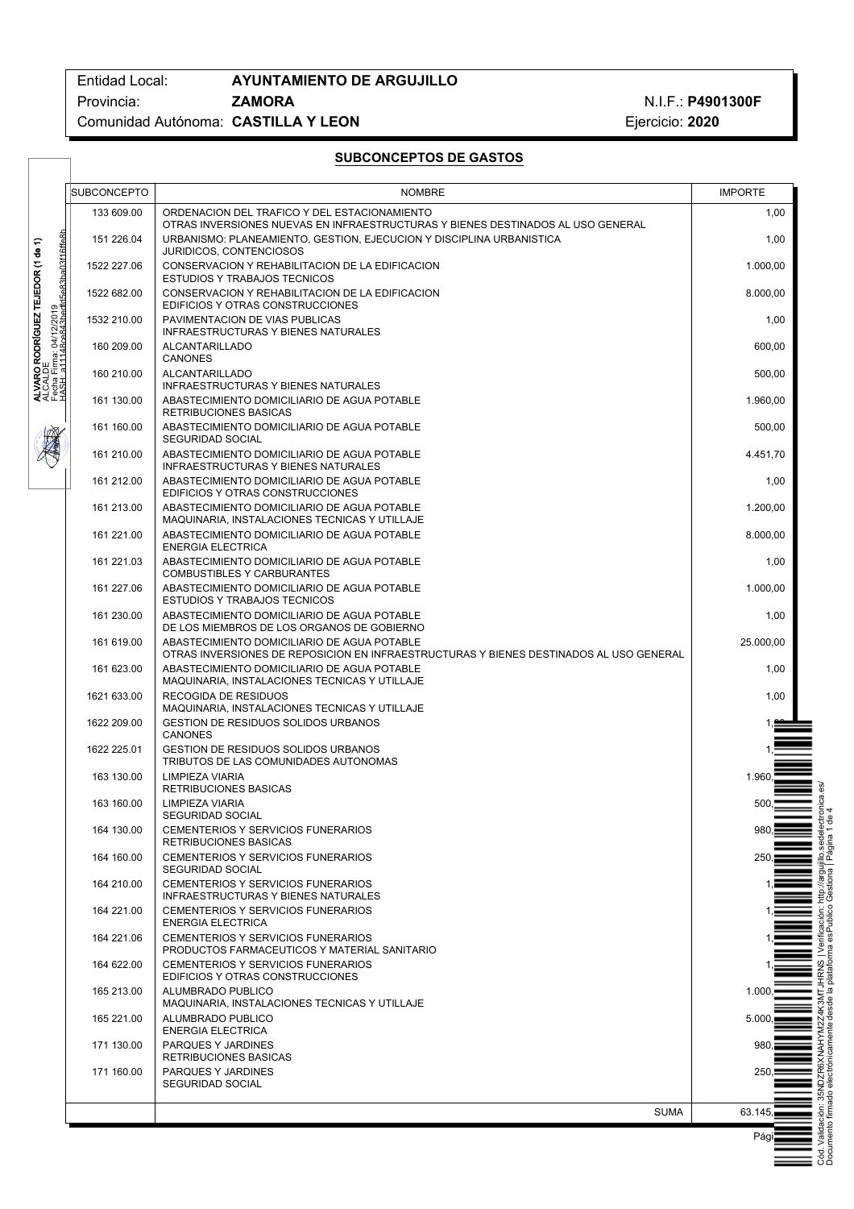Entidad Local: **AYUNTAMIENTO DE ARGUJILLO**
Provincia: **ZAMORA** N.I.F.: **P4901300F**
Comunidad Autónoma: **CASTILLA Y LEON** Ejercicio: **2020**

## SUBCONCEPTOS DE GASTOS

| SUBCONCEPTO | NOMBRE | IMPORTE |
|---|---|---|
| 133 609.00 | ORDENACION DEL TRAFICO Y DEL ESTACIONAMIENTO<br>OTRAS INVERSIONES NUEVAS EN INFRAESTRUCTURAS Y BIENES DESTINADOS AL USO GENERAL | 1,00 |
| 151 226.04 | URBANISMO: PLANEAMIENTO, GESTION, EJECUCION Y DISCIPLINA URBANISTICA<br>JURIDICOS, CONTENCIOSOS | 1,00 |
| 1522 227.06 | CONSERVACION Y REHABILITACION DE LA EDIFICACION<br>ESTUDIOS Y TRABAJOS TECNICOS | 1.000,00 |
| 1522 682.00 | CONSERVACION Y REHABILITACION DE LA EDIFICACION<br>EDIFICIOS Y OTRAS CONSTRUCCIONES | 8.000,00 |
| 1532 210.00 | PAVIMENTACION DE VIAS PUBLICAS<br>INFRAESTRUCTURAS Y BIENES NATURALES | 1,00 |
| 160 209.00 | ALCANTARILLADO<br>CANONES | 600,00 |
| 160 210.00 | ALCANTARILLADO<br>INFRAESTRUCTURAS Y BIENES NATURALES | 500,00 |
| 161 130.00 | ABASTECIMIENTO DOMICILIARIO DE AGUA POTABLE<br>RETRIBUCIONES BASICAS | 1.960,00 |
| 161 160.00 | ABASTECIMIENTO DOMICILIARIO DE AGUA POTABLE<br>SEGURIDAD SOCIAL | 500,00 |
| 161 210.00 | ABASTECIMIENTO DOMICILIARIO DE AGUA POTABLE<br>INFRAESTRUCTURAS Y BIENES NATURALES | 4.451,70 |
| 161 212.00 | ABASTECIMIENTO DOMICILIARIO DE AGUA POTABLE<br>EDIFICIOS Y OTRAS CONSTRUCCIONES | 1,00 |
| 161 213.00 | ABASTECIMIENTO DOMICILIARIO DE AGUA POTABLE<br>MAQUINARIA, INSTALACIONES TECNICAS Y UTILLAJE | 1.200,00 |
| 161 221.00 | ABASTECIMIENTO DOMICILIARIO DE AGUA POTABLE<br>ENERGIA ELECTRICA | 8.000,00 |
| 161 221.03 | ABASTECIMIENTO DOMICILIARIO DE AGUA POTABLE<br>COMBUSTIBLES Y CARBURANTES | 1,00 |
| 161 227.06 | ABASTECIMIENTO DOMICILIARIO DE AGUA POTABLE<br>ESTUDIOS Y TRABAJOS TECNICOS | 1.000,00 |
| 161 230.00 | ABASTECIMIENTO DOMICILIARIO DE AGUA POTABLE<br>DE LOS MIEMBROS DE LOS ORGANOS DE GOBIERNO | 1,00 |
| 161 619.00 | ABASTECIMIENTO DOMICILIARIO DE AGUA POTABLE<br>OTRAS INVERSIONES DE REPOSICION EN INFRAESTRUCTURAS Y BIENES DESTINADOS AL USO GENERAL | 25.000,00 |
| 161 623.00 | ABASTECIMIENTO DOMICILIARIO DE AGUA POTABLE<br>MAQUINARIA, INSTALACIONES TECNICAS Y UTILLAJE | 1,00 |
| 1621 633.00 | RECOGIDA DE RESIDUOS<br>MAQUINARIA, INSTALACIONES TECNICAS Y UTILLAJE | 1,00 |
| 1622 209.00 | GESTION DE RESIDUOS SOLIDOS URBANOS<br>CANONES | 1,00 |
| 1622 225.01 | GESTION DE RESIDUOS SOLIDOS URBANOS<br>TRIBUTOS DE LAS COMUNIDADES AUTONOMAS | 1, |
| 163 130.00 | LIMPIEZA VIARIA<br>RETRIBUCIONES BASICAS | 1.960, |
| 163 160.00 | LIMPIEZA VIARIA<br>SEGURIDAD SOCIAL | 500, |
| 164 130.00 | CEMENTERIOS Y SERVICIOS FUNERARIOS<br>RETRIBUCIONES BASICAS | 980, |
| 164 160.00 | CEMENTERIOS Y SERVICIOS FUNERARIOS<br>SEGURIDAD SOCIAL | 250, |
| 164 210.00 | CEMENTERIOS Y SERVICIOS FUNERARIOS<br>INFRAESTRUCTURAS Y BIENES NATURALES | 1, |
| 164 221.00 | CEMENTERIOS Y SERVICIOS FUNERARIOS<br>ENERGIA ELECTRICA | 1, |
| 164 221.06 | CEMENTERIOS Y SERVICIOS FUNERARIOS<br>PRODUCTOS FARMACEUTICOS Y MATERIAL SANITARIO | 1, |
| 164 622.00 | CEMENTERIOS Y SERVICIOS FUNERARIOS<br>EDIFICIOS Y OTRAS CONSTRUCCIONES | 1, |
| 165 213.00 | ALUMBRADO PUBLICO<br>MAQUINARIA, INSTALACIONES TECNICAS Y UTILLAJE | 1.000, |
| 165 221.00 | ALUMBRADO PUBLICO<br>ENERGIA ELECTRICA | 5.000, |
| 171 130.00 | PARQUES Y JARDINES<br>RETRIBUCIONES BASICAS | 980, |
| 171 160.00 | PARQUES Y JARDINES<br>SEGURIDAD SOCIAL | 250, |
| | SUMA | 63.145, |

ALVARO RODRÍGUEZ TEJEDOR (1 de 1)
ALCALDE
Fecha Firma: 04/12/2019
HASH: a11148ce843bedfd5e83ba03f16ffe8b

Cód. Validación: 35NDZR6XNAHYM2Z4K3MTJHRNS | Verificación: http://argujillo.sedelectronica.es/
Documento firmado electrónicamente desde la plataforma esPublico Gestiona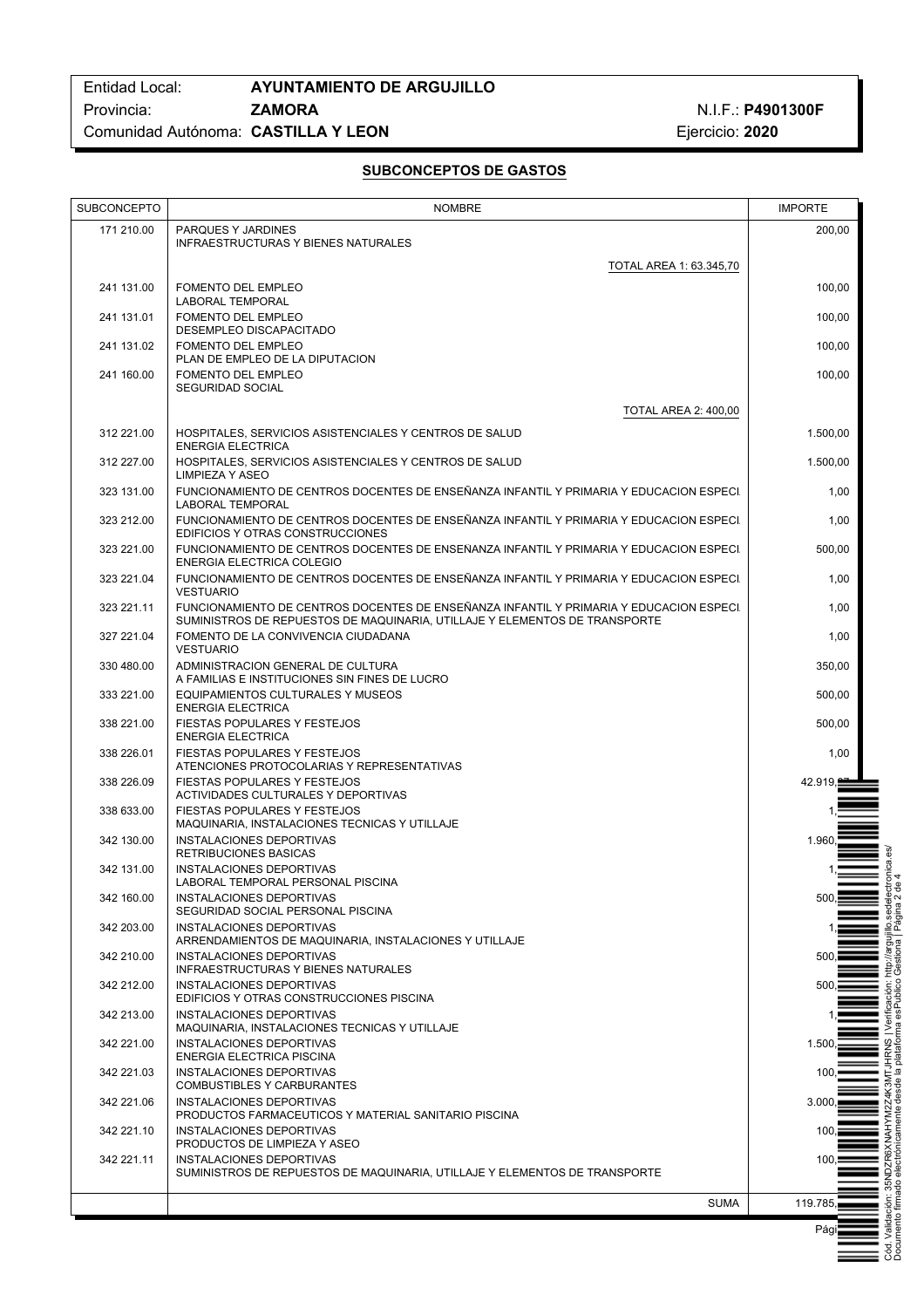| Campo | Valor | | |
|---|---|---|---|
| Entidad Local: | **AYUNTAMIENTO DE ARGUJILLO** | | |
| Provincia: | **ZAMORA** | N.I.F.: | **P4901300F** |
| Comunidad Autónoma: | **CASTILLA Y LEON** | Ejercicio: | **2020** |

## SUBCONCEPTOS DE GASTOS

| SUBCONCEPTO | NOMBRE | IMPORTE |
|---|---|---|
| 171 210.00 | PARQUES Y JARDINES<br>INFRAESTRUCTURAS Y BIENES NATURALES | 200,00 |
| | TOTAL AREA 1: 63.345,70 | |
| 241 131.00 | FOMENTO DEL EMPLEO<br>LABORAL TEMPORAL | 100,00 |
| 241 131.01 | FOMENTO DEL EMPLEO<br>DESEMPLEO DISCAPACITADO | 100,00 |
| 241 131.02 | FOMENTO DEL EMPLEO<br>PLAN DE EMPLEO DE LA DIPUTACION | 100,00 |
| 241 160.00 | FOMENTO DEL EMPLEO<br>SEGURIDAD SOCIAL | 100,00 |
| | TOTAL AREA 2: 400,00 | |
| 312 221.00 | HOSPITALES, SERVICIOS ASISTENCIALES Y CENTROS DE SALUD<br>ENERGIA ELECTRICA | 1.500,00 |
| 312 227.00 | HOSPITALES, SERVICIOS ASISTENCIALES Y CENTROS DE SALUD<br>LIMPIEZA Y ASEO | 1.500,00 |
| 323 131.00 | FUNCIONAMIENTO DE CENTROS DOCENTES DE ENSEÑANZA INFANTIL Y PRIMARIA Y EDUCACION ESPECI<br>LABORAL TEMPORAL | 1,00 |
| 323 212.00 | FUNCIONAMIENTO DE CENTROS DOCENTES DE ENSEÑANZA INFANTIL Y PRIMARIA Y EDUCACION ESPECI<br>EDIFICIOS Y OTRAS CONSTRUCCIONES | 1,00 |
| 323 221.00 | FUNCIONAMIENTO DE CENTROS DOCENTES DE ENSEÑANZA INFANTIL Y PRIMARIA Y EDUCACION ESPECI<br>ENERGIA ELECTRICA COLEGIO | 500,00 |
| 323 221.04 | FUNCIONAMIENTO DE CENTROS DOCENTES DE ENSEÑANZA INFANTIL Y PRIMARIA Y EDUCACION ESPECI<br>VESTUARIO | 1,00 |
| 323 221.11 | FUNCIONAMIENTO DE CENTROS DOCENTES DE ENSEÑANZA INFANTIL Y PRIMARIA Y EDUCACION ESPECI<br>SUMINISTROS DE REPUESTOS DE MAQUINARIA, UTILLAJE Y ELEMENTOS DE TRANSPORTE | 1,00 |
| 327 221.04 | FOMENTO DE LA CONVIVENCIA CIUDADANA<br>VESTUARIO | 1,00 |
| 330 480.00 | ADMINISTRACION GENERAL DE CULTURA<br>A FAMILIAS E INSTITUCIONES SIN FINES DE LUCRO | 350,00 |
| 333 221.00 | EQUIPAMIENTOS CULTURALES Y MUSEOS<br>ENERGIA ELECTRICA | 500,00 |
| 338 221.00 | FIESTAS POPULARES Y FESTEJOS<br>ENERGIA ELECTRICA | 500,00 |
| 338 226.01 | FIESTAS POPULARES Y FESTEJOS<br>ATENCIONES PROTOCOLARIAS Y REPRESENTATIVAS | 1,00 |
| 338 226.09 | FIESTAS POPULARES Y FESTEJOS<br>ACTIVIDADES CULTURALES Y DEPORTIVAS | 42.919, |
| 338 633.00 | FIESTAS POPULARES Y FESTEJOS<br>MAQUINARIA, INSTALACIONES TECNICAS Y UTILLAJE | 1, |
| 342 130.00 | INSTALACIONES DEPORTIVAS<br>RETRIBUCIONES BASICAS | 1.960, |
| 342 131.00 | INSTALACIONES DEPORTIVAS<br>LABORAL TEMPORAL PERSONAL PISCINA | 1, |
| 342 160.00 | INSTALACIONES DEPORTIVAS<br>SEGURIDAD SOCIAL PERSONAL PISCINA | 500, |
| 342 203.00 | INSTALACIONES DEPORTIVAS<br>ARRENDAMIENTOS DE MAQUINARIA, INSTALACIONES Y UTILLAJE | 1, |
| 342 210.00 | INSTALACIONES DEPORTIVAS<br>INFRAESTRUCTURAS Y BIENES NATURALES | 500, |
| 342 212.00 | INSTALACIONES DEPORTIVAS<br>EDIFICIOS Y OTRAS CONSTRUCCIONES PISCINA | 500, |
| 342 213.00 | INSTALACIONES DEPORTIVAS<br>MAQUINARIA, INSTALACIONES TECNICAS Y UTILLAJE | 1, |
| 342 221.00 | INSTALACIONES DEPORTIVAS<br>ENERGIA ELECTRICA PISCINA | 1.500, |
| 342 221.03 | INSTALACIONES DEPORTIVAS<br>COMBUSTIBLES Y CARBURANTES | 100, |
| 342 221.06 | INSTALACIONES DEPORTIVAS<br>PRODUCTOS FARMACEUTICOS Y MATERIAL SANITARIO PISCINA | 3.000, |
| 342 221.10 | INSTALACIONES DEPORTIVAS<br>PRODUCTOS DE LIMPIEZA Y ASEO | 100, |
| 342 221.11 | INSTALACIONES DEPORTIVAS<br>SUMINISTROS DE REPUESTOS DE MAQUINARIA, UTILLAJE Y ELEMENTOS DE TRANSPORTE | 100, |
| | SUMA | 119.785, |

Cód. Validación: 35NDZR6XNAHYM2Z4K3MTJHRNS | Verificación: http://argujillo.sedelectronica.es/
Documento firmado electrónicamente desde la plataforma esPublico Gestiona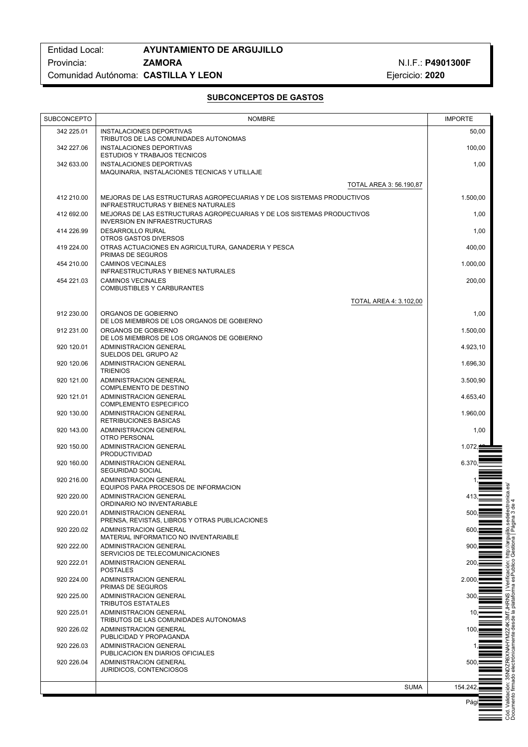Entidad Local: **AYUNTAMIENTO DE ARGUJILLO**
Provincia: **ZAMORA** N.I.F.: **P4901300F**
Comunidad Autónoma: **CASTILLA Y LEON** Ejercicio: **2020**

## SUBCONCEPTOS DE GASTOS

| SUBCONCEPTO | NOMBRE | IMPORTE |
|---|---|---|
| 342 225.01 | INSTALACIONES DEPORTIVAS<br>TRIBUTOS DE LAS COMUNIDADES AUTONOMAS | 50,00 |
| 342 227.06 | INSTALACIONES DEPORTIVAS<br>ESTUDIOS Y TRABAJOS TECNICOS | 100,00 |
| 342 633.00 | INSTALACIONES DEPORTIVAS<br>MAQUINARIA, INSTALACIONES TECNICAS Y UTILLAJE | 1,00 |
| | TOTAL AREA 3: 56.190,87 | |
| 412 210.00 | MEJORAS DE LAS ESTRUCTURAS AGROPECUARIAS Y DE LOS SISTEMAS PRODUCTIVOS<br>INFRAESTRUCTURAS Y BIENES NATURALES | 1.500,00 |
| 412 692.00 | MEJORAS DE LAS ESTRUCTURAS AGROPECUARIAS Y DE LOS SISTEMAS PRODUCTIVOS<br>INVERSION EN INFRAESTRUCTURAS | 1,00 |
| 414 226.99 | DESARROLLO RURAL<br>OTROS GASTOS DIVERSOS | 1,00 |
| 419 224.00 | OTRAS ACTUACIONES EN AGRICULTURA, GANADERIA Y PESCA<br>PRIMAS DE SEGUROS | 400,00 |
| 454 210.00 | CAMINOS VECINALES<br>INFRAESTRUCTURAS Y BIENES NATURALES | 1.000,00 |
| 454 221.03 | CAMINOS VECINALES<br>COMBUSTIBLES Y CARBURANTES | 200,00 |
| | TOTAL AREA 4: 3.102,00 | |
| 912 230.00 | ORGANOS DE GOBIERNO<br>DE LOS MIEMBROS DE LOS ORGANOS DE GOBIERNO | 1,00 |
| 912 231.00 | ORGANOS DE GOBIERNO<br>DE LOS MIEMBROS DE LOS ORGANOS DE GOBIERNO | 1.500,00 |
| 920 120.01 | ADMINISTRACION GENERAL<br>SUELDOS DEL GRUPO A2 | 4.923,10 |
| 920 120.06 | ADMINISTRACION GENERAL<br>TRIENIOS | 1.696,30 |
| 920 121.00 | ADMINISTRACION GENERAL<br>COMPLEMENTO DE DESTINO | 3.500,90 |
| 920 121.01 | ADMINISTRACION GENERAL<br>COMPLEMENTO ESPECIFICO | 4.653,40 |
| 920 130.00 | ADMINISTRACION GENERAL<br>RETRIBUCIONES BASICAS | 1.960,00 |
| 920 143.00 | ADMINISTRACION GENERAL<br>OTRO PERSONAL | 1,00 |
| 920 150.00 | ADMINISTRACION GENERAL<br>PRODUCTIVIDAD | 1.072, |
| 920 160.00 | ADMINISTRACION GENERAL<br>SEGURIDAD SOCIAL | 6.370, |
| 920 216.00 | ADMINISTRACION GENERAL<br>EQUIPOS PARA PROCESOS DE INFORMACION | 1, |
| 920 220.00 | ADMINISTRACION GENERAL<br>ORDINARIO NO INVENTARIABLE | 413, |
| 920 220.01 | ADMINISTRACION GENERAL<br>PRENSA, REVISTAS, LIBROS Y OTRAS PUBLICACIONES | 500, |
| 920 220.02 | ADMINISTRACION GENERAL<br>MATERIAL INFORMATICO NO INVENTARIABLE | 600, |
| 920 222.00 | ADMINISTRACION GENERAL<br>SERVICIOS DE TELECOMUNICACIONES | 900, |
| 920 222.01 | ADMINISTRACION GENERAL<br>POSTALES | 200, |
| 920 224.00 | ADMINISTRACION GENERAL<br>PRIMAS DE SEGUROS | 2.000, |
| 920 225.00 | ADMINISTRACION GENERAL<br>TRIBUTOS ESTATALES | 300, |
| 920 225.01 | ADMINISTRACION GENERAL<br>TRIBUTOS DE LAS COMUNIDADES AUTONOMAS | 10, |
| 920 226.02 | ADMINISTRACION GENERAL<br>PUBLICIDAD Y PROPAGANDA | 100, |
| 920 226.03 | ADMINISTRACION GENERAL<br>PUBLICACION EN DIARIOS OFICIALES | 1, |
| 920 226.04 | ADMINISTRACION GENERAL<br>JURIDICOS, CONTENCIOSOS | 500, |
| | SUMA | 154.242, |

Cód. Validación: 35NDZR6XNAHYM2Z4K3MTJHRNS | Verificación: http://argujillo.sedelectronica.es/
Documento firmado electrónicamente desde la plataforma esPublico Gestiona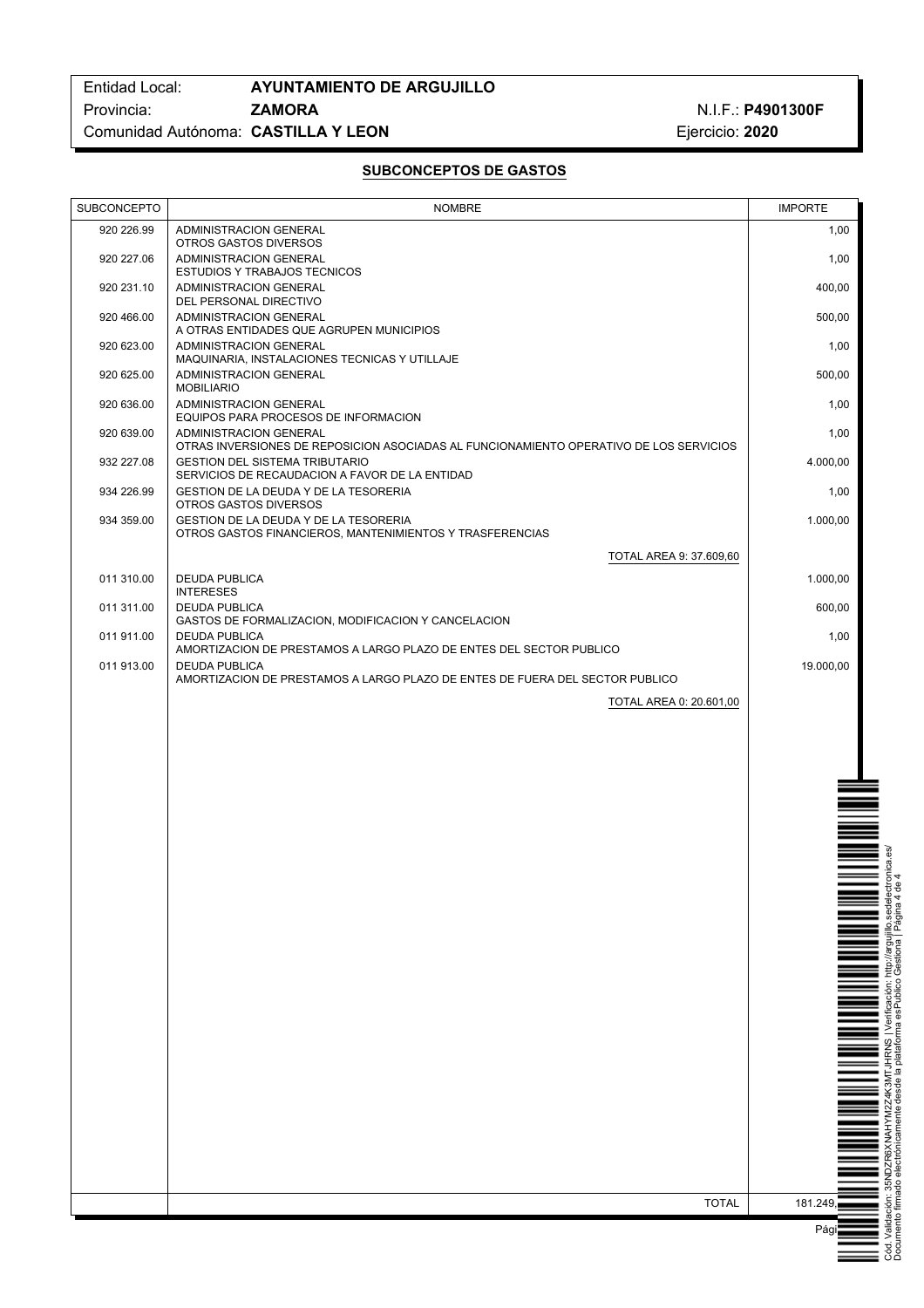| | |
|---|---|
| Entidad Local: | **AYUNTAMIENTO DE ARGUJILLO** |
| Provincia: | **ZAMORA** |
| Comunidad Autónoma: | **CASTILLA Y LEON** |

N.I.F.: **P4901300F**
Ejercicio: **2020**

## SUBCONCEPTOS DE GASTOS

| SUBCONCEPTO | NOMBRE | IMPORTE |
|---|---|---|
| 920 226.99 | ADMINISTRACION GENERAL<br>OTROS GASTOS DIVERSOS | 1,00 |
| 920 227.06 | ADMINISTRACION GENERAL<br>ESTUDIOS Y TRABAJOS TECNICOS | 1,00 |
| 920 231.10 | ADMINISTRACION GENERAL<br>DEL PERSONAL DIRECTIVO | 400,00 |
| 920 466.00 | ADMINISTRACION GENERAL<br>A OTRAS ENTIDADES QUE AGRUPEN MUNICIPIOS | 500,00 |
| 920 623.00 | ADMINISTRACION GENERAL<br>MAQUINARIA, INSTALACIONES TECNICAS Y UTILLAJE | 1,00 |
| 920 625.00 | ADMINISTRACION GENERAL<br>MOBILIARIO | 500,00 |
| 920 636.00 | ADMINISTRACION GENERAL<br>EQUIPOS PARA PROCESOS DE INFORMACION | 1,00 |
| 920 639.00 | ADMINISTRACION GENERAL<br>OTRAS INVERSIONES DE REPOSICION ASOCIADAS AL FUNCIONAMIENTO OPERATIVO DE LOS SERVICIOS | 1,00 |
| 932 227.08 | GESTION DEL SISTEMA TRIBUTARIO<br>SERVICIOS DE RECAUDACION A FAVOR DE LA ENTIDAD | 4.000,00 |
| 934 226.99 | GESTION DE LA DEUDA Y DE LA TESORERIA<br>OTROS GASTOS DIVERSOS | 1,00 |
| 934 359.00 | GESTION DE LA DEUDA Y DE LA TESORERIA<br>OTROS GASTOS FINANCIEROS, MANTENIMIENTOS Y TRASFERENCIAS | 1.000,00 |
| | TOTAL AREA 9: 37.609,60 | |
| 011 310.00 | DEUDA PUBLICA<br>INTERESES | 1.000,00 |
| 011 311.00 | DEUDA PUBLICA<br>GASTOS DE FORMALIZACION, MODIFICACION Y CANCELACION | 600,00 |
| 011 911.00 | DEUDA PUBLICA<br>AMORTIZACION DE PRESTAMOS A LARGO PLAZO DE ENTES DEL SECTOR PUBLICO | 1,00 |
| 011 913.00 | DEUDA PUBLICA<br>AMORTIZACION DE PRESTAMOS A LARGO PLAZO DE ENTES DE FUERA DEL SECTOR PUBLICO | 19.000,00 |
| | TOTAL AREA 0: 20.601,00 | |
| | TOTAL | 181.249, |

Cód. Validación: 35NDZR6XNAHYM2Z4K3MTJHRNS | Verificación: http://argujillo.sedelectronica.es/
Documento firmado electrónicamente desde la plataforma esPublico Gestiona